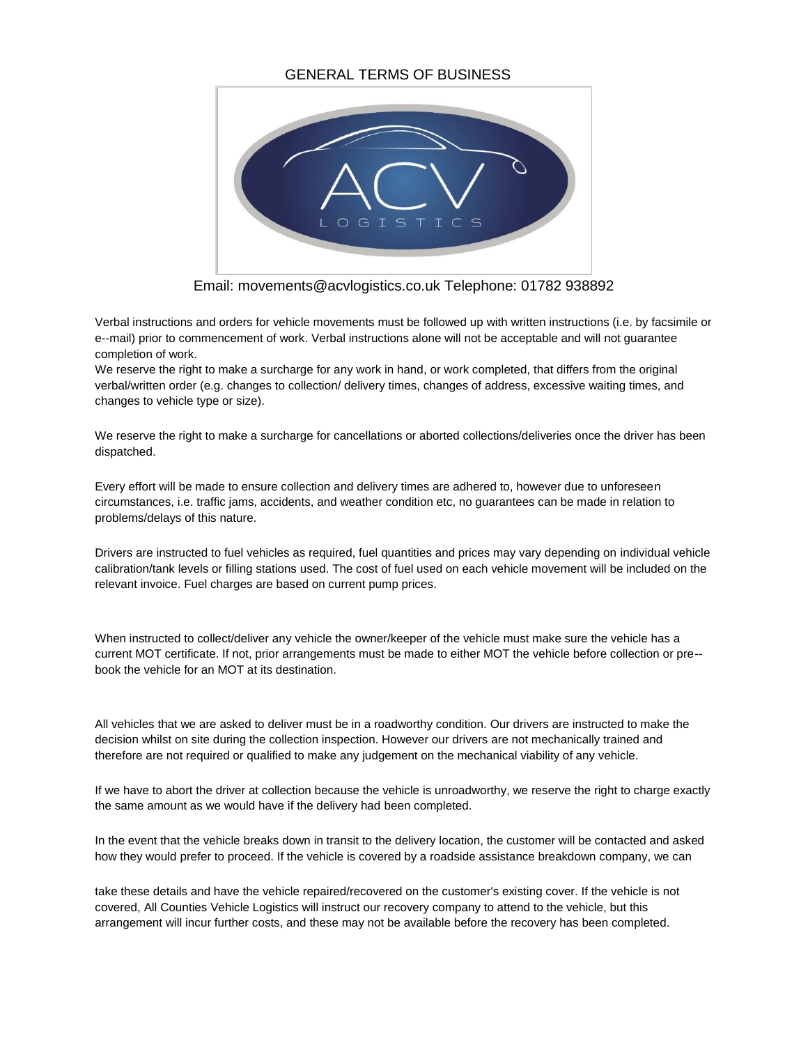# GENERAL TERMS OF BUSINESS

Email: movements@acvlogistics.co.uk Telephone: 01782 938892

Verbal instructions and orders for vehicle movements must be followed up with written instructions (i.e. by facsimile or e--mail) prior to commencement of work. Verbal instructions alone will not be acceptable and will not guarantee completion of work.

We reserve the right to make a surcharge for any work in hand, or work completed, that differs from the original verbal/written order (e.g. changes to collection/ delivery times, changes of address, excessive waiting times, and changes to vehicle type or size).

We reserve the right to make a surcharge for cancellations or aborted collections/deliveries once the driver has been dispatched.

Every effort will be made to ensure collection and delivery times are adhered to, however due to unforeseen circumstances, i.e. traffic jams, accidents, and weather condition etc, no guarantees can be made in relation to problems/delays of this nature.

Drivers are instructed to fuel vehicles as required, fuel quantities and prices may vary depending on individual vehicle calibration/tank levels or filling stations used. The cost of fuel used on each vehicle movement will be included on the relevant invoice. Fuel charges are based on current pump prices.

When instructed to collect/deliver any vehicle the owner/keeper of the vehicle must make sure the vehicle has a current MOT certificate. If not, prior arrangements must be made to either MOT the vehicle before collection or pre--book the vehicle for an MOT at its destination.

All vehicles that we are asked to deliver must be in a roadworthy condition. Our drivers are instructed to make the decision whilst on site during the collection inspection. However our drivers are not mechanically trained and therefore are not required or qualified to make any judgement on the mechanical viability of any vehicle.

If we have to abort the driver at collection because the vehicle is unroadworthy, we reserve the right to charge exactly the same amount as we would have if the delivery had been completed.

In the event that the vehicle breaks down in transit to the delivery location, the customer will be contacted and asked how they would prefer to proceed. If the vehicle is covered by a roadside assistance breakdown company, we can take these details and have the vehicle repaired/recovered on the customer's existing cover. If the vehicle is not covered, All Counties Vehicle Logistics will instruct our recovery company to attend to the vehicle, but this arrangement will incur further costs, and these may not be available before the recovery has been completed.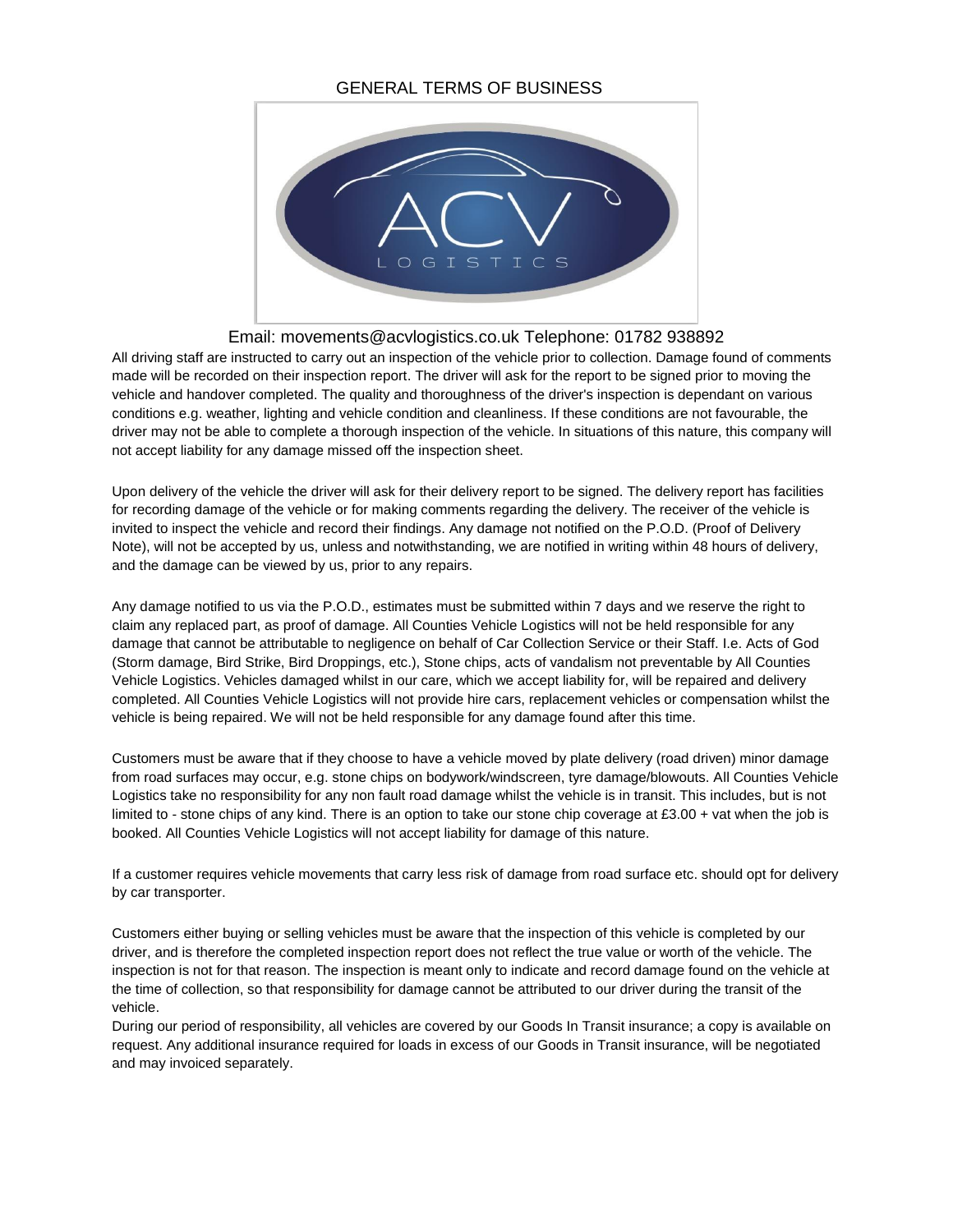# GENERAL TERMS OF BUSINESS

Email: movements@acvlogistics.co.uk Telephone: 01782 938892

All driving staff are instructed to carry out an inspection of the vehicle prior to collection. Damage found of comments made will be recorded on their inspection report. The driver will ask for the report to be signed prior to moving the vehicle and handover completed. The quality and thoroughness of the driver's inspection is dependant on various conditions e.g. weather, lighting and vehicle condition and cleanliness. If these conditions are not favourable, the driver may not be able to complete a thorough inspection of the vehicle. In situations of this nature, this company will not accept liability for any damage missed off the inspection sheet.

Upon delivery of the vehicle the driver will ask for their delivery report to be signed. The delivery report has facilities for recording damage of the vehicle or for making comments regarding the delivery. The receiver of the vehicle is invited to inspect the vehicle and record their findings. Any damage not notified on the P.O.D. (Proof of Delivery Note), will not be accepted by us, unless and notwithstanding, we are notified in writing within 48 hours of delivery, and the damage can be viewed by us, prior to any repairs.

Any damage notified to us via the P.O.D., estimates must be submitted within 7 days and we reserve the right to claim any replaced part, as proof of damage. All Counties Vehicle Logistics will not be held responsible for any damage that cannot be attributable to negligence on behalf of Car Collection Service or their Staff. I.e. Acts of God (Storm damage, Bird Strike, Bird Droppings, etc.), Stone chips, acts of vandalism not preventable by All Counties Vehicle Logistics. Vehicles damaged whilst in our care, which we accept liability for, will be repaired and delivery completed. All Counties Vehicle Logistics will not provide hire cars, replacement vehicles or compensation whilst the vehicle is being repaired. We will not be held responsible for any damage found after this time.

Customers must be aware that if they choose to have a vehicle moved by plate delivery (road driven) minor damage from road surfaces may occur, e.g. stone chips on bodywork/windscreen, tyre damage/blowouts. All Counties Vehicle Logistics take no responsibility for any non fault road damage whilst the vehicle is in transit. This includes, but is not limited to - stone chips of any kind. There is an option to take our stone chip coverage at £3.00 + vat when the job is booked. All Counties Vehicle Logistics will not accept liability for damage of this nature.

If a customer requires vehicle movements that carry less risk of damage from road surface etc. should opt for delivery by car transporter.

Customers either buying or selling vehicles must be aware that the inspection of this vehicle is completed by our driver, and is therefore the completed inspection report does not reflect the true value or worth of the vehicle. The inspection is not for that reason. The inspection is meant only to indicate and record damage found on the vehicle at the time of collection, so that responsibility for damage cannot be attributed to our driver during the transit of the vehicle.

During our period of responsibility, all vehicles are covered by our Goods In Transit insurance; a copy is available on request. Any additional insurance required for loads in excess of our Goods in Transit insurance, will be negotiated and may invoiced separately.